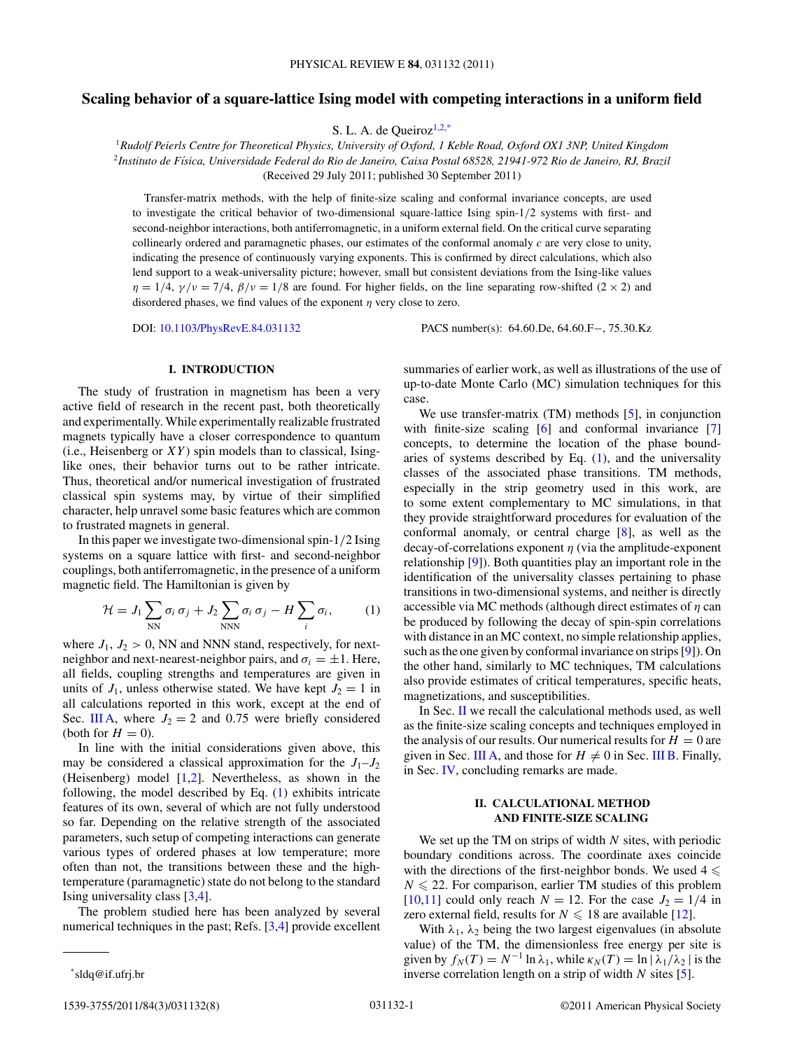# Scaling behavior of a square-lattice Ising model with competing interactions in a uniform field

S. L. A. de Queiroz[1,2,*]

[1]*Rudolf Peierls Centre for Theoretical Physics, University of Oxford, 1 Keble Road, Oxford OX1 3NP, United Kingdom*
[2]*Instituto de Física, Universidade Federal do Rio de Janeiro, Caixa Postal 68528, 21941-972 Rio de Janeiro, RJ, Brazil*
(Received 29 July 2011; published 30 September 2011)

Transfer-matrix methods, with the help of finite-size scaling and conformal invariance concepts, are used to investigate the critical behavior of two-dimensional square-lattice Ising spin-$1/2$ systems with first- and second-neighbor interactions, both antiferromagnetic, in a uniform external field. On the critical curve separating collinearly ordered and paramagnetic phases, our estimates of the conformal anomaly $c$ are very close to unity, indicating the presence of continuously varying exponents. This is confirmed by direct calculations, which also lend support to a weak-universality picture; however, small but consistent deviations from the Ising-like values $\eta = 1/4$, $\gamma/\nu = 7/4$, $\beta/\nu = 1/8$ are found. For higher fields, on the line separating row-shifted $(2 \times 2)$ and disordered phases, we find values of the exponent $\eta$ very close to zero.

DOI: 10.1103/PhysRevE.84.031132    PACS number(s): 64.60.De, 64.60.F−, 75.30.Kz

## I. INTRODUCTION

The study of frustration in magnetism has been a very active field of research in the recent past, both theoretically and experimentally. While experimentally realizable frustrated magnets typically have a closer correspondence to quantum (i.e., Heisenberg or $XY$) spin models than to classical, Ising-like ones, their behavior turns out to be rather intricate. Thus, theoretical and/or numerical investigation of frustrated classical spin systems may, by virtue of their simplified character, help unravel some basic features which are common to frustrated magnets in general.

In this paper we investigate two-dimensional spin-$1/2$ Ising systems on a square lattice with first- and second-neighbor couplings, both antiferromagnetic, in the presence of a uniform magnetic field. The Hamiltonian is given by

$$\mathcal{H} = J_1 \sum_{\rm NN} \sigma_i\,\sigma_j + J_2 \sum_{\rm NNN} \sigma_i\,\sigma_j - H \sum_i \sigma_i, \qquad (1)$$

where $J_1$, $J_2 > 0$, NN and NNN stand, respectively, for next-neighbor and next-nearest-neighbor pairs, and $\sigma_i = \pm 1$. Here, all fields, coupling strengths and temperatures are given in units of $J_1$, unless otherwise stated. We have kept $J_2 = 1$ in all calculations reported in this work, except at the end of Sec. III A, where $J_2 = 2$ and 0.75 were briefly considered (both for $H = 0$).

In line with the initial considerations given above, this may be considered a classical approximation for the $J_1$–$J_2$ (Heisenberg) model [1,2]. Nevertheless, as shown in the following, the model described by Eq. (1) exhibits intricate features of its own, several of which are not fully understood so far. Depending on the relative strength of the associated parameters, such setup of competing interactions can generate various types of ordered phases at low temperature; more often than not, the transitions between these and the high-temperature (paramagnetic) state do not belong to the standard Ising universality class [3,4].

The problem studied here has been analyzed by several numerical techniques in the past; Refs. [3,4] provide excellent summaries of earlier work, as well as illustrations of the use of up-to-date Monte Carlo (MC) simulation techniques for this case.

We use transfer-matrix (TM) methods [5], in conjunction with finite-size scaling [6] and conformal invariance [7] concepts, to determine the location of the phase boundaries of systems described by Eq. (1), and the universality classes of the associated phase transitions. TM methods, especially in the strip geometry used in this work, are to some extent complementary to MC simulations, in that they provide straightforward procedures for evaluation of the conformal anomaly, or central charge [8], as well as the decay-of-correlations exponent $\eta$ (via the amplitude-exponent relationship [9]). Both quantities play an important role in the identification of the universality classes pertaining to phase transitions in two-dimensional systems, and neither is directly accessible via MC methods (although direct estimates of $\eta$ can be produced by following the decay of spin-spin correlations with distance in an MC context, no simple relationship applies, such as the one given by conformal invariance on strips [9]). On the other hand, similarly to MC techniques, TM calculations also provide estimates of critical temperatures, specific heats, magnetizations, and susceptibilities.

In Sec. II we recall the calculational methods used, as well as the finite-size scaling concepts and techniques employed in the analysis of our results. Our numerical results for $H = 0$ are given in Sec. III A, and those for $H \neq 0$ in Sec. III B. Finally, in Sec. IV, concluding remarks are made.

## II. CALCULATIONAL METHOD AND FINITE-SIZE SCALING

We set up the TM on strips of width $N$ sites, with periodic boundary conditions across. The coordinate axes coincide with the directions of the first-neighbor bonds. We used $4 \leqslant N \leqslant 22$. For comparison, earlier TM studies of this problem [10,11] could only reach $N = 12$. For the case $J_2 = 1/4$ in zero external field, results for $N \leqslant 18$ are available [12].

With $\lambda_1$, $\lambda_2$ being the two largest eigenvalues (in absolute value) of the TM, the dimensionless free energy per site is given by $f_N(T) = N^{-1} \ln \lambda_1$, while $\kappa_N(T) = \ln |\,\lambda_1/\lambda_2\,|$ is the inverse correlation length on a strip of width $N$ sites [5].

*sldq@if.ufrj.br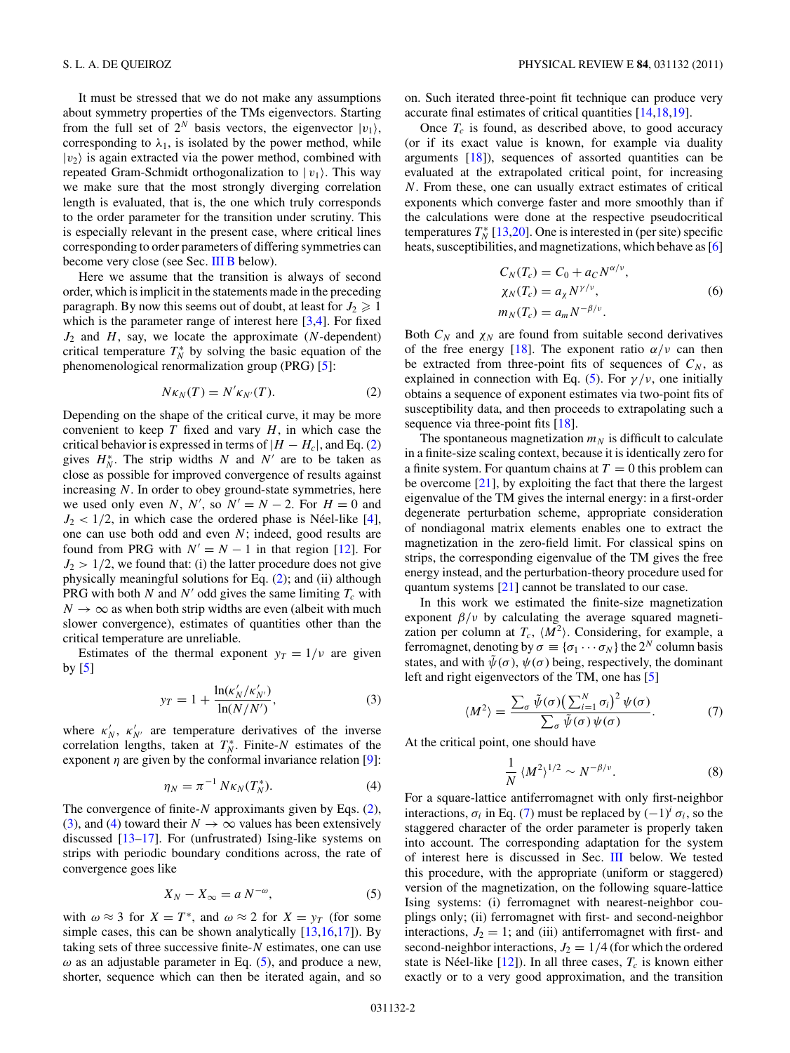It must be stressed that we do not make any assumptions about symmetry properties of the TMs eigenvectors. Starting from the full set of $2^N$ basis vectors, the eigenvector $|v_1\rangle$, corresponding to $\lambda_1$, is isolated by the power method, while $|v_2\rangle$ is again extracted via the power method, combined with repeated Gram-Schmidt orthogonalization to $|v_1\rangle$. This way we make sure that the most strongly diverging correlation length is evaluated, that is, the one which truly corresponds to the order parameter for the transition under scrutiny. This is especially relevant in the present case, where critical lines corresponding to order parameters of differing symmetries can become very close (see Sec. III B below).

Here we assume that the transition is always of second order, which is implicit in the statements made in the preceding paragraph. By now this seems out of doubt, at least for $J_2 \geqslant 1$ which is the parameter range of interest here [3,4]. For fixed $J_2$ and $H$, say, we locate the approximate ($N$-dependent) critical temperature $T_N^*$ by solving the basic equation of the phenomenological renormalization group (PRG) [5]:

$$N\kappa_N(T) = N'\kappa_{N'}(T). \tag{2}$$

Depending on the shape of the critical curve, it may be more convenient to keep $T$ fixed and vary $H$, in which case the critical behavior is expressed in terms of $|H - H_c|$, and Eq. (2) gives $H_N^*$. The strip widths $N$ and $N'$ are to be taken as close as possible for improved convergence of results against increasing $N$. In order to obey ground-state symmetries, here we used only even $N$, $N'$, so $N' = N - 2$. For $H = 0$ and $J_2 < 1/2$, in which case the ordered phase is Néel-like [4], one can use both odd and even $N$; indeed, good results are found from PRG with $N' = N - 1$ in that region [12]. For $J_2 > 1/2$, we found that: (i) the latter procedure does not give physically meaningful solutions for Eq. (2); and (ii) although PRG with both $N$ and $N'$ odd gives the same limiting $T_c$ with $N \to \infty$ as when both strip widths are even (albeit with much slower convergence), estimates of quantities other than the critical temperature are unreliable.

Estimates of the thermal exponent $y_T = 1/\nu$ are given by [5]

$$y_T = 1 + \frac{\ln(\kappa'_N/\kappa'_{N'})}{\ln(N/N')}, \tag{3}$$

where $\kappa'_N$, $\kappa'_{N'}$ are temperature derivatives of the inverse correlation lengths, taken at $T_N^*$. Finite-$N$ estimates of the exponent $\eta$ are given by the conformal invariance relation [9]:

$$\eta_N = \pi^{-1}\, N\kappa_N(T_N^*). \tag{4}$$

The convergence of finite-$N$ approximants given by Eqs. (2), (3), and (4) toward their $N \to \infty$ values has been extensively discussed [13–17]. For (unfrustrated) Ising-like systems on strips with periodic boundary conditions across, the rate of convergence goes like

$$X_N - X_\infty = a\, N^{-\omega}, \tag{5}$$

with $\omega \approx 3$ for $X = T^*$, and $\omega \approx 2$ for $X = y_T$ (for some simple cases, this can be shown analytically [13,16,17]). By taking sets of three successive finite-$N$ estimates, one can use $\omega$ as an adjustable parameter in Eq. (5), and produce a new, shorter, sequence which can then be iterated again, and so on. Such iterated three-point fit technique can produce very accurate final estimates of critical quantities [14,18,19].

Once $T_c$ is found, as described above, to good accuracy (or if its exact value is known, for example via duality arguments [18]), sequences of assorted quantities can be evaluated at the extrapolated critical point, for increasing $N$. From these, one can usually extract estimates of critical exponents which converge faster and more smoothly than if the calculations were done at the respective pseudocritical temperatures $T_N^*$ [13,20]. One is interested in (per site) specific heats, susceptibilities, and magnetizations, which behave as [6]

$$\begin{aligned} C_N(T_c) &= C_0 + a_C N^{\alpha/\nu}, \\ \chi_N(T_c) &= a_\chi N^{\gamma/\nu}, \\ m_N(T_c) &= a_m N^{-\beta/\nu}. \end{aligned} \tag{6}$$

Both $C_N$ and $\chi_N$ are found from suitable second derivatives of the free energy [18]. The exponent ratio $\alpha/\nu$ can then be extracted from three-point fits of sequences of $C_N$, as explained in connection with Eq. (5). For $\gamma/\nu$, one initially obtains a sequence of exponent estimates via two-point fits of susceptibility data, and then proceeds to extrapolating such a sequence via three-point fits [18].

The spontaneous magnetization $m_N$ is difficult to calculate in a finite-size scaling context, because it is identically zero for a finite system. For quantum chains at $T = 0$ this problem can be overcome [21], by exploiting the fact that there the largest eigenvalue of the TM gives the internal energy: in a first-order degenerate perturbation scheme, appropriate consideration of nondiagonal matrix elements enables one to extract the magnetization in the zero-field limit. For classical spins on strips, the corresponding eigenvalue of the TM gives the free energy instead, and the perturbation-theory procedure used for quantum systems [21] cannot be translated to our case.

In this work we estimated the finite-size magnetization exponent $\beta/\nu$ by calculating the average squared magnetization per column at $T_c$, $\langle M^2\rangle$. Considering, for example, a ferromagnet, denoting by $\sigma \equiv \{\sigma_1 \cdots \sigma_N\}$ the $2^N$ column basis states, and with $\tilde{\psi}(\sigma)$, $\psi(\sigma)$ being, respectively, the dominant left and right eigenvectors of the TM, one has [5]

$$\langle M^2\rangle = \frac{\sum_\sigma \tilde{\psi}(\sigma)\left(\sum_{i=1}^N \sigma_i\right)^2 \psi(\sigma)}{\sum_\sigma \tilde{\psi}(\sigma)\,\psi(\sigma)}. \tag{7}$$

At the critical point, one should have

$$\frac{1}{N}\,\langle M^2\rangle^{1/2} \sim N^{-\beta/\nu}. \tag{8}$$

For a square-lattice antiferromagnet with only first-neighbor interactions, $\sigma_i$ in Eq. (7) must be replaced by $(-1)^i\,\sigma_i$, so the staggered character of the order parameter is properly taken into account. The corresponding adaptation for the system of interest here is discussed in Sec. III below. We tested this procedure, with the appropriate (uniform or staggered) version of the magnetization, on the following square-lattice Ising systems: (i) ferromagnet with nearest-neighbor couplings only; (ii) ferromagnet with first- and second-neighbor interactions, $J_2 = 1$; and (iii) antiferromagnet with first- and second-neighbor interactions, $J_2 = 1/4$ (for which the ordered state is Néel-like [12]). In all three cases, $T_c$ is known either exactly or to a very good approximation, and the transition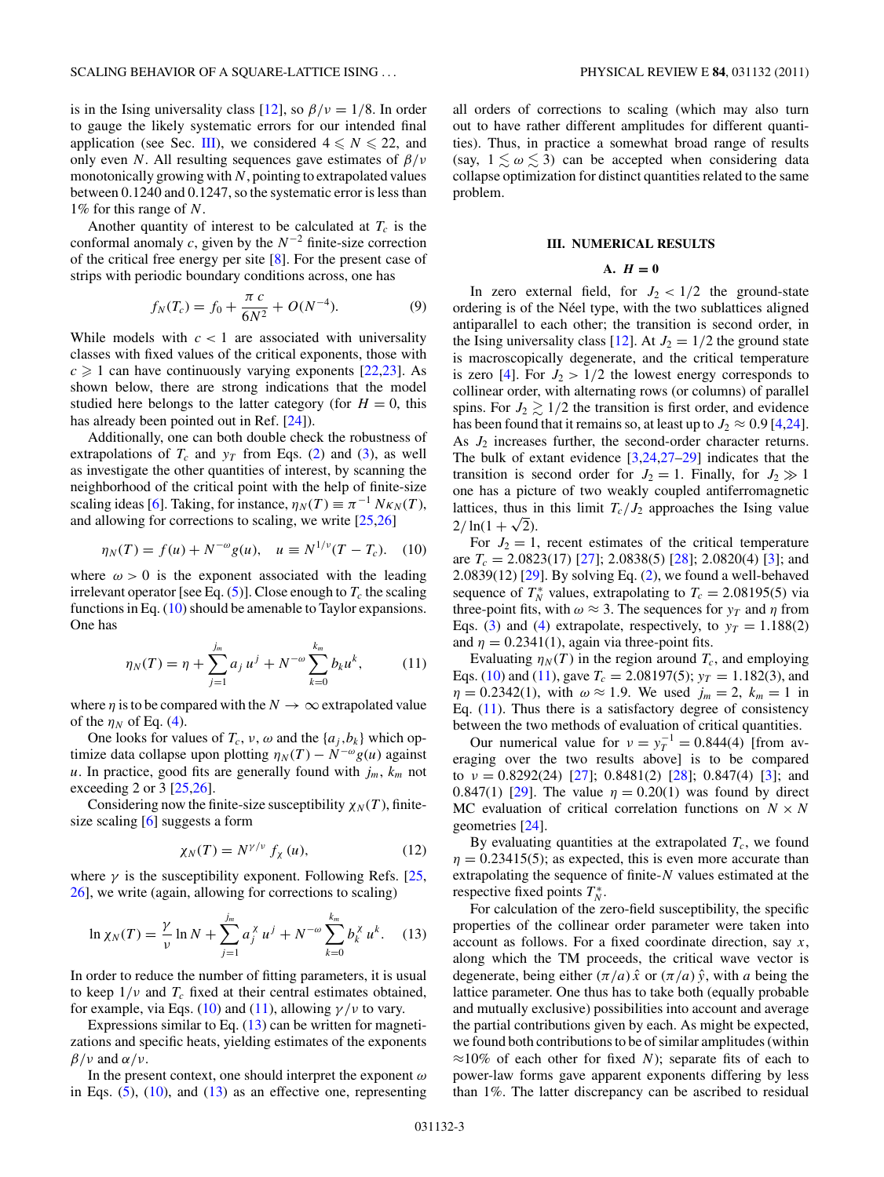is in the Ising universality class [12], so $\beta/\nu = 1/8$. In order to gauge the likely systematic errors for our intended final application (see Sec. III), we considered $4 \leqslant N \leqslant 22$, and only even $N$. All resulting sequences gave estimates of $\beta/\nu$ monotonically growing with $N$, pointing to extrapolated values between 0.1240 and 0.1247, so the systematic error is less than 1% for this range of $N$.

Another quantity of interest to be calculated at $T_c$ is the conformal anomaly $c$, given by the $N^{-2}$ finite-size correction of the critical free energy per site [8]. For the present case of strips with periodic boundary conditions across, one has

$$f_N(T_c) = f_0 + \frac{\pi\, c}{6N^2} + O(N^{-4}). \tag{9}$$

While models with $c < 1$ are associated with universality classes with fixed values of the critical exponents, those with $c \geqslant 1$ can have continuously varying exponents [22,23]. As shown below, there are strong indications that the model studied here belongs to the latter category (for $H = 0$, this has already been pointed out in Ref. [24]).

Additionally, one can both double check the robustness of extrapolations of $T_c$ and $y_T$ from Eqs. (2) and (3), as well as investigate the other quantities of interest, by scanning the neighborhood of the critical point with the help of finite-size scaling ideas [6]. Taking, for instance, $\eta_N(T) \equiv \pi^{-1}\, N\kappa_N(T)$, and allowing for corrections to scaling, we write [25,26]

$$\eta_N(T) = f(u) + N^{-\omega} g(u), \quad u \equiv N^{1/\nu}(T - T_c). \tag{10}$$

where $\omega > 0$ is the exponent associated with the leading irrelevant operator [see Eq. (5)]. Close enough to $T_c$ the scaling functions in Eq. (10) should be amenable to Taylor expansions. One has

$$\eta_N(T) = \eta + \sum_{j=1}^{j_m} a_j\, u^j + N^{-\omega} \sum_{k=0}^{k_m} b_k u^k, \tag{11}$$

where $\eta$ is to be compared with the $N \to \infty$ extrapolated value of the $\eta_N$ of Eq. (4).

One looks for values of $T_c$, $\nu$, $\omega$ and the $\{a_j, b_k\}$ which optimize data collapse upon plotting $\eta_N(T) - N^{-\omega} g(u)$ against $u$. In practice, good fits are generally found with $j_m$, $k_m$ not exceeding 2 or 3 [25,26].

Considering now the finite-size susceptibility $\chi_N(T)$, finite-size scaling [6] suggests a form

$$\chi_N(T) = N^{\gamma/\nu}\, f_\chi\, (u), \tag{12}$$

where $\gamma$ is the susceptibility exponent. Following Refs. [25,26], we write (again, allowing for corrections to scaling)

$$\ln \chi_N(T) = \frac{\gamma}{\nu} \ln N + \sum_{j=1}^{j_m} a_j^\chi\, u^j + N^{-\omega} \sum_{k=0}^{k_m} b_k^\chi\, u^k. \tag{13}$$

In order to reduce the number of fitting parameters, it is usual to keep $1/\nu$ and $T_c$ fixed at their central estimates obtained, for example, via Eqs. (10) and (11), allowing $\gamma/\nu$ to vary.

Expressions similar to Eq. (13) can be written for magnetizations and specific heats, yielding estimates of the exponents $\beta/\nu$ and $\alpha/\nu$.

In the present context, one should interpret the exponent $\omega$ in Eqs. (5), (10), and (13) as an effective one, representing all orders of corrections to scaling (which may also turn out to have rather different amplitudes for different quantities). Thus, in practice a somewhat broad range of results (say, $1 \lesssim \omega \lesssim 3$) can be accepted when considering data collapse optimization for distinct quantities related to the same problem.

## III. NUMERICAL RESULTS

### A. $H = 0$

In zero external field, for $J_2 < 1/2$ the ground-state ordering is of the Néel type, with the two sublattices aligned antiparallel to each other; the transition is second order, in the Ising universality class [12]. At $J_2 = 1/2$ the ground state is macroscopically degenerate, and the critical temperature is zero [4]. For $J_2 > 1/2$ the lowest energy corresponds to collinear order, with alternating rows (or columns) of parallel spins. For $J_2 \gtrsim 1/2$ the transition is first order, and evidence has been found that it remains so, at least up to $J_2 \approx 0.9$ [4,24]. As $J_2$ increases further, the second-order character returns. The bulk of extant evidence [3,24,27–29] indicates that the transition is second order for $J_2 = 1$. Finally, for $J_2 \gg 1$ one has a picture of two weakly coupled antiferromagnetic lattices, thus in this limit $T_c/J_2$ approaches the Ising value $2/\ln(1+\sqrt{2})$.

For $J_2 = 1$, recent estimates of the critical temperature are $T_c = 2.0823(17)$ [27]; 2.0838(5) [28]; 2.0820(4) [3]; and 2.0839(12) [29]. By solving Eq. (2), we found a well-behaved sequence of $T_N^*$ values, extrapolating to $T_c = 2.08195(5)$ via three-point fits, with $\omega \approx 3$. The sequences for $y_T$ and $\eta$ from Eqs. (3) and (4) extrapolate, respectively, to $y_T = 1.188(2)$ and $\eta = 0.2341(1)$, again via three-point fits.

Evaluating $\eta_N(T)$ in the region around $T_c$, and employing Eqs. (10) and (11), gave $T_c = 2.08197(5)$; $y_T = 1.182(3)$, and $\eta = 0.2342(1)$, with $\omega \approx 1.9$. We used $j_m = 2$, $k_m = 1$ in Eq. (11). Thus there is a satisfactory degree of consistency between the two methods of evaluation of critical quantities.

Our numerical value for $\nu = y_T^{-1} = 0.844(4)$ [from averaging over the two results above] is to be compared to $\nu = 0.8292(24)$ [27]; 0.8481(2) [28]; 0.847(4) [3]; and 0.847(1) [29]. The value $\eta = 0.20(1)$ was found by direct MC evaluation of critical correlation functions on $N \times N$ geometries [24].

By evaluating quantities at the extrapolated $T_c$, we found $\eta = 0.23415(5)$; as expected, this is even more accurate than extrapolating the sequence of finite-$N$ values estimated at the respective fixed points $T_N^*$.

For calculation of the zero-field susceptibility, the specific properties of the collinear order parameter were taken into account as follows. For a fixed coordinate direction, say $x$, along which the TM proceeds, the critical wave vector is degenerate, being either $(\pi/a)\,\hat{x}$ or $(\pi/a)\,\hat{y}$, with $a$ being the lattice parameter. One thus has to take both (equally probable and mutually exclusive) possibilities into account and average the partial contributions given by each. As might be expected, we found both contributions to be of similar amplitudes (within $\approx$10% of each other for fixed $N$); separate fits of each to power-law forms gave apparent exponents differing by less than 1%. The latter discrepancy can be ascribed to residual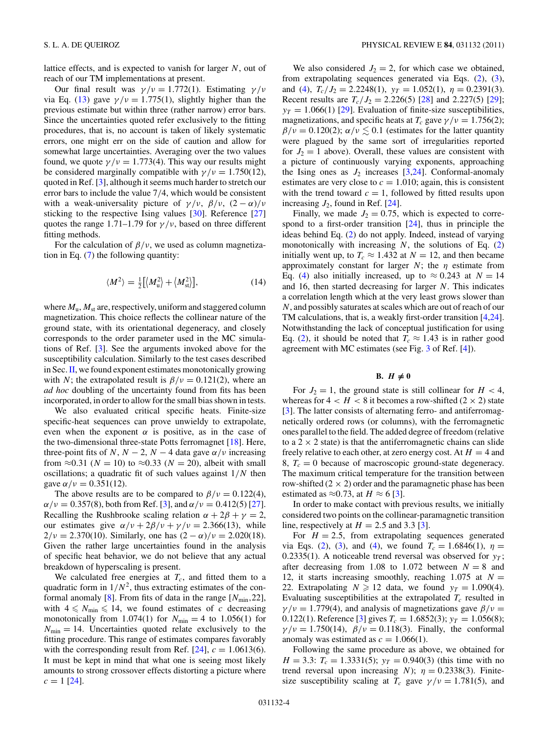lattice effects, and is expected to vanish for larger $N$, out of reach of our TM implementations at present.

Our final result was $\gamma/\nu = 1.772(1)$. Estimating $\gamma/\nu$ via Eq. (13) gave $\gamma/\nu = 1.775(1)$, slightly higher than the previous estimate but within three (rather narrow) error bars. Since the uncertainties quoted refer exclusively to the fitting procedures, that is, no account is taken of likely systematic errors, one might err on the side of caution and allow for somewhat large uncertainties. Averaging over the two values found, we quote $\gamma/\nu = 1.773(4)$. This way our results might be considered marginally compatible with $\gamma/\nu = 1.750(12)$, quoted in Ref. [3], although it seems much harder to stretch our error bars to include the value 7/4, which would be consistent with a weak-universality picture of $\gamma/\nu$, $\beta/\nu$, $(2-\alpha)/\nu$ sticking to the respective Ising values [30]. Reference [27] quotes the range 1.71–1.79 for $\gamma/\nu$, based on three different fitting methods.

For the calculation of $\beta/\nu$, we used as column magnetization in Eq. (7) the following quantity:

$$\langle M^2 \rangle = \tfrac{1}{2}\left[\langle M_{\rm u}^2\rangle + \langle M_{\rm st}^2\rangle\right], \tag{14}$$

where $M_{\rm u}$, $M_{\rm st}$ are, respectively, uniform and staggered column magnetization. This choice reflects the collinear nature of the ground state, with its orientational degeneracy, and closely corresponds to the order parameter used in the MC simulations of Ref. [3]. See the arguments invoked above for the susceptibility calculation. Similarly to the test cases described in Sec. II, we found exponent estimates monotonically growing with $N$; the extrapolated result is $\beta/\nu = 0.121(2)$, where an *ad hoc* doubling of the uncertainty found from fits has been incorporated, in order to allow for the small bias shown in tests.

We also evaluated critical specific heats. Finite-size specific-heat sequences can prove unwieldy to extrapolate, even when the exponent $\alpha$ is positive, as in the case of the two-dimensional three-state Potts ferromagnet [18]. Here, three-point fits of $N$, $N-2$, $N-4$ data gave $\alpha/\nu$ increasing from $\approx 0.31$ ($N=10$) to $\approx 0.33$ ($N=20$), albeit with small oscillations; a quadratic fit of such values against $1/N$ then gave $\alpha/\nu = 0.351(12)$.

The above results are to be compared to $\beta/\nu = 0.122(4)$, $\alpha/\nu = 0.357(8)$, both from Ref. [3], and $\alpha/\nu = 0.412(5)$ [27]. Recalling the Rushbrooke scaling relation $\alpha + 2\beta + \gamma = 2$, our estimates give $\alpha/\nu + 2\beta/\nu + \gamma/\nu = 2.366(13)$, while $2/\nu = 2.370(10)$. Similarly, one has $(2-\alpha)/\nu = 2.020(18)$. Given the rather large uncertainties found in the analysis of specific heat behavior, we do not believe that any actual breakdown of hyperscaling is present.

We calculated free energies at $T_c$, and fitted them to a quadratic form in $1/N^2$, thus extracting estimates of the conformal anomaly [8]. From fits of data in the range $[N_{\rm min},22]$, with $4 \leqslant N_{\rm min} \leqslant 14$, we found estimates of $c$ decreasing monotonically from 1.074(1) for $N_{\rm min} = 4$ to 1.056(1) for $N_{\rm min} = 14$. Uncertainties quoted relate exclusively to the fitting procedure. This range of estimates compares favorably with the corresponding result from Ref. [24], $c = 1.0613(6)$. It must be kept in mind that what one is seeing most likely amounts to strong crossover effects distorting a picture where $c = 1$ [24].

We also considered $J_2 = 2$, for which case we obtained, from extrapolating sequences generated via Eqs. (2), (3), and (4), $T_c/J_2 = 2.2248(1)$, $y_T = 1.052(1)$, $\eta = 0.2391(3)$. Recent results are $T_c/J_2 = 2.226(5)$ [28] and 2.227(5) [29]; $y_T = 1.066(1)$ [29]. Evaluation of finite-size susceptibilities, magnetizations, and specific heats at $T_c$ gave $\gamma/\nu = 1.756(2)$; $\beta/\nu = 0.120(2)$; $\alpha/\nu \lesssim 0.1$ (estimates for the latter quantity were plagued by the same sort of irregularities reported for $J_2 = 1$ above). Overall, these values are consistent with a picture of continuously varying exponents, approaching the Ising ones as $J_2$ increases [3,24]. Conformal-anomaly estimates are very close to $c = 1.010$; again, this is consistent with the trend toward $c = 1$, followed by fitted results upon increasing $J_2$, found in Ref. [24].

Finally, we made $J_2 = 0.75$, which is expected to correspond to a first-order transition [24], thus in principle the ideas behind Eq. (2) do not apply. Indeed, instead of varying monotonically with increasing $N$, the solutions of Eq. (2) initially went up, to $T_c \approx 1.432$ at $N = 12$, and then became approximately constant for larger $N$; the $\eta$ estimate from Eq. (4) also initially increased, up to $\approx 0.243$ at $N = 14$ and 16, then started decreasing for larger $N$. This indicates a correlation length which at the very least grows slower than $N$, and possibly saturates at scales which are out of reach of our TM calculations, that is, a weakly first-order transition [4,24]. Notwithstanding the lack of conceptual justification for using Eq. (2), it should be noted that $T_c \approx 1.43$ is in rather good agreement with MC estimates (see Fig. 3 of Ref. [4]).

### B. $H \neq 0$

For $J_2 = 1$, the ground state is still collinear for $H < 4$, whereas for $4 < H < 8$ it becomes a row-shifted $(2 \times 2)$ state [3]. The latter consists of alternating ferro- and antiferromagnetically ordered rows (or columns), with the ferromagnetic ones parallel to the field. The added degree of freedom (relative to a $2 \times 2$ state) is that the antiferromagnetic chains can slide freely relative to each other, at zero energy cost. At $H = 4$ and 8, $T_c = 0$ because of macroscopic ground-state degeneracy. The maximum critical temperature for the transition between row-shifted $(2 \times 2)$ order and the paramagnetic phase has been estimated as $\approx 0.73$, at $H \approx 6$ [3].

In order to make contact with previous results, we initially considered two points on the collinear-paramagnetic transition line, respectively at $H = 2.5$ and 3.3 [3].

For $H = 2.5$, from extrapolating sequences generated via Eqs. (2), (3), and (4), we found $T_c = 1.6846(1)$, $\eta = 0.2335(1)$. A noticeable trend reversal was observed for $y_T$; after decreasing from 1.08 to 1.072 between $N = 8$ and 12, it starts increasing smoothly, reaching 1.075 at $N = 22$. Extrapolating $N \geqslant 12$ data, we found $y_T = 1.090(4)$. Evaluating susceptibilities at the extrapolated $T_c$ resulted in $\gamma/\nu = 1.779(4)$, and analysis of magnetizations gave $\beta/\nu = 0.122(1)$. Reference [3] gives $T_c = 1.6852(3)$; $y_T = 1.056(8)$; $\gamma/\nu = 1.750(14)$, $\beta/\nu = 0.118(3)$. Finally, the conformal anomaly was estimated as $c = 1.066(1)$.

Following the same procedure as above, we obtained for $H = 3.3$: $T_c = 1.3331(5)$; $y_T = 0.940(3)$ (this time with no trend reversal upon increasing $N$); $\eta = 0.2338(3)$. Finite-size susceptibility scaling at $T_c$ gave $\gamma/\nu = 1.781(5)$, and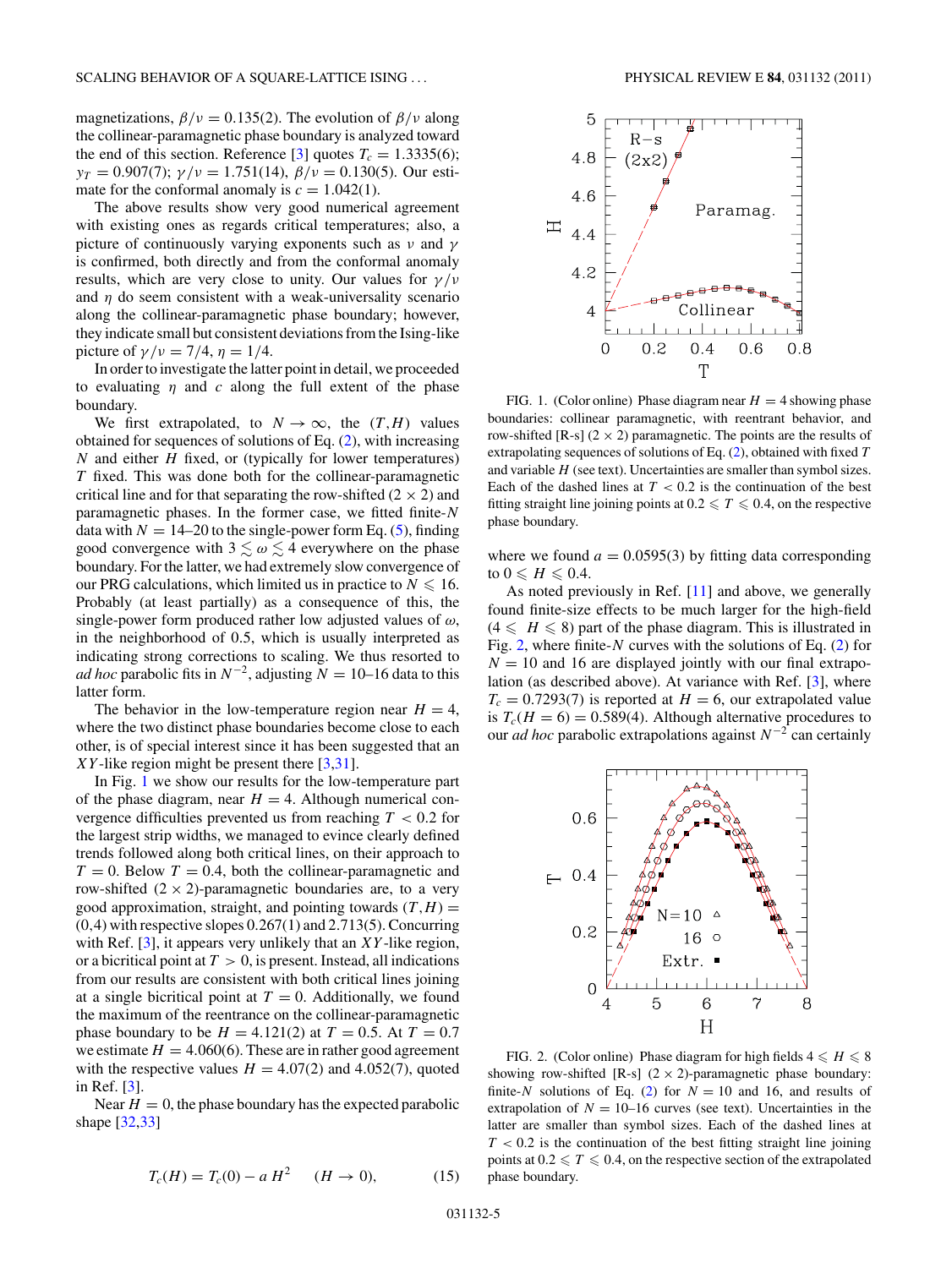magnetizations, $\beta/\nu = 0.135(2)$. The evolution of $\beta/\nu$ along the collinear-paramagnetic phase boundary is analyzed toward the end of this section. Reference [3] quotes $T_c = 1.3335(6)$; $y_T = 0.907(7)$; $\gamma/\nu = 1.751(14)$, $\beta/\nu = 0.130(5)$. Our estimate for the conformal anomaly is $c = 1.042(1)$.

The above results show very good numerical agreement with existing ones as regards critical temperatures; also, a picture of continuously varying exponents such as $\nu$ and $\gamma$ is confirmed, both directly and from the conformal anomaly results, which are very close to unity. Our values for $\gamma/\nu$ and $\eta$ do seem consistent with a weak-universality scenario along the collinear-paramagnetic phase boundary; however, they indicate small but consistent deviations from the Ising-like picture of $\gamma/\nu = 7/4$, $\eta = 1/4$.

In order to investigate the latter point in detail, we proceeded to evaluating $\eta$ and $c$ along the full extent of the phase boundary.

We first extrapolated, to $N \to \infty$, the $(T,H)$ values obtained for sequences of solutions of Eq. (2), with increasing $N$ and either $H$ fixed, or (typically for lower temperatures) $T$ fixed. This was done both for the collinear-paramagnetic critical line and for that separating the row-shifted $(2 \times 2)$ and paramagnetic phases. In the former case, we fitted finite-$N$ data with $N = 14$–$20$ to the single-power form Eq. (5), finding good convergence with $3 \lesssim \omega \lesssim 4$ everywhere on the phase boundary. For the latter, we had extremely slow convergence of our PRG calculations, which limited us in practice to $N \leqslant 16$. Probably (at least partially) as a consequence of this, the single-power form produced rather low adjusted values of $\omega$, in the neighborhood of 0.5, which is usually interpreted as indicating strong corrections to scaling. We thus resorted to *ad hoc* parabolic fits in $N^{-2}$, adjusting $N = 10$–$16$ data to this latter form.

The behavior in the low-temperature region near $H = 4$, where the two distinct phase boundaries become close to each other, is of special interest since it has been suggested that an $XY$-like region might be present there [3,31].

In Fig. 1 we show our results for the low-temperature part of the phase diagram, near $H = 4$. Although numerical convergence difficulties prevented us from reaching $T < 0.2$ for the largest strip widths, we managed to evince clearly defined trends followed along both critical lines, on their approach to $T = 0$. Below $T = 0.4$, both the collinear-paramagnetic and row-shifted $(2 \times 2)$-paramagnetic boundaries are, to a very good approximation, straight, and pointing towards $(T,H) = (0,4)$ with respective slopes 0.267(1) and 2.713(5). Concurring with Ref. [3], it appears very unlikely that an $XY$-like region, or a bicritical point at $T > 0$, is present. Instead, all indications from our results are consistent with both critical lines joining at a single bicritical point at $T = 0$. Additionally, we found the maximum of the reentrance on the collinear-paramagnetic phase boundary to be $H = 4.121(2)$ at $T = 0.5$. At $T = 0.7$ we estimate $H = 4.060(6)$. These are in rather good agreement with the respective values $H = 4.07(2)$ and 4.052(7), quoted in Ref. [3].

Near $H = 0$, the phase boundary has the expected parabolic shape [32,33]

$$T_c(H) = T_c(0) - a\,H^2 \qquad (H \to 0), \tag{15}$$

FIG. 1. (Color online) Phase diagram near $H = 4$ showing phase boundaries: collinear paramagnetic, with reentrant behavior, and row-shifted [R-s] $(2 \times 2)$ paramagnetic. The points are the results of extrapolating sequences of solutions of Eq. (2), obtained with fixed $T$ and variable $H$ (see text). Uncertainties are smaller than symbol sizes. Each of the dashed lines at $T < 0.2$ is the continuation of the best fitting straight line joining points at $0.2 \leqslant T \leqslant 0.4$, on the respective phase boundary.

where we found $a = 0.0595(3)$ by fitting data corresponding to $0 \leqslant H \leqslant 0.4$.

As noted previously in Ref. [11] and above, we generally found finite-size effects to be much larger for the high-field $(4 \leqslant H \leqslant 8)$ part of the phase diagram. This is illustrated in Fig. 2, where finite-$N$ curves with the solutions of Eq. (2) for $N = 10$ and 16 are displayed jointly with our final extrapolation (as described above). At variance with Ref. [3], where $T_c = 0.7293(7)$ is reported at $H = 6$, our extrapolated value is $T_c(H = 6) = 0.589(4)$. Although alternative procedures to our *ad hoc* parabolic extrapolations against $N^{-2}$ can certainly

FIG. 2. (Color online) Phase diagram for high fields $4 \leqslant H \leqslant 8$ showing row-shifted [R-s] $(2 \times 2)$-paramagnetic phase boundary: finite-$N$ solutions of Eq. (2) for $N = 10$ and 16, and results of extrapolation of $N = 10$–$16$ curves (see text). Uncertainties in the latter are smaller than symbol sizes. Each of the dashed lines at $T < 0.2$ is the continuation of the best fitting straight line joining points at $0.2 \leqslant T \leqslant 0.4$, on the respective section of the extrapolated phase boundary.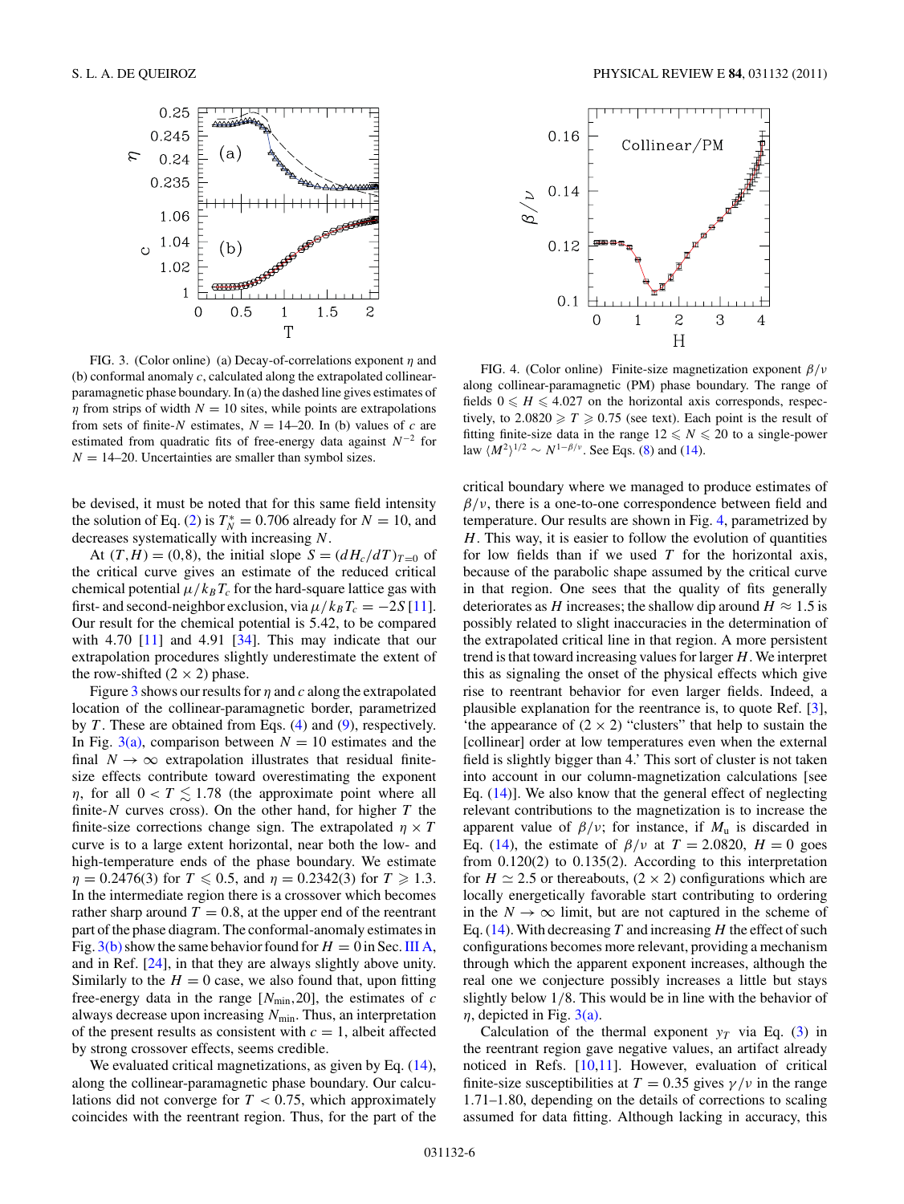FIG. 3. (Color online) (a) Decay-of-correlations exponent $\eta$ and (b) conformal anomaly $c$, calculated along the extrapolated collinear-paramagnetic phase boundary. In (a) the dashed line gives estimates of $\eta$ from strips of width $N = 10$ sites, while points are extrapolations from sets of finite-$N$ estimates, $N = 14$–20. In (b) values of $c$ are estimated from quadratic fits of free-energy data against $N^{-2}$ for $N = 14$–20. Uncertainties are smaller than symbol sizes.

FIG. 4. (Color online) Finite-size magnetization exponent $\beta/\nu$ along collinear-paramagnetic (PM) phase boundary. The range of fields $0 \leqslant H \leqslant 4.027$ on the horizontal axis corresponds, respectively, to $2.0820 \geqslant T \geqslant 0.75$ (see text). Each point is the result of fitting finite-size data in the range $12 \leqslant N \leqslant 20$ to a single-power law $\langle M^2\rangle^{1/2} \sim N^{1-\beta/\nu}$. See Eqs. (8) and (14).

be devised, it must be noted that for this same field intensity the solution of Eq. (2) is $T_N^* = 0.706$ already for $N = 10$, and decreases systematically with increasing $N$.

At $(T,H) = (0,8)$, the initial slope $S = (dH_c/dT)_{T=0}$ of the critical curve gives an estimate of the reduced critical chemical potential $\mu/k_BT_c$ for the hard-square lattice gas with first- and second-neighbor exclusion, via $\mu/k_BT_c = -2S$ [11]. Our result for the chemical potential is 5.42, to be compared with 4.70 [11] and 4.91 [34]. This may indicate that our extrapolation procedures slightly underestimate the extent of the row-shifted $(2 \times 2)$ phase.

Figure 3 shows our results for $\eta$ and $c$ along the extrapolated location of the collinear-paramagnetic border, parametrized by $T$. These are obtained from Eqs. (4) and (9), respectively. In Fig. 3(a), comparison between $N = 10$ estimates and the final $N \to \infty$ extrapolation illustrates that residual finite-size effects contribute toward overestimating the exponent $\eta$, for all $0 < T \lesssim 1.78$ (the approximate point where all finite-$N$ curves cross). On the other hand, for higher $T$ the finite-size corrections change sign. The extrapolated $\eta \times T$ curve is to a large extent horizontal, near both the low- and high-temperature ends of the phase boundary. We estimate $\eta = 0.2476(3)$ for $T \leqslant 0.5$, and $\eta = 0.2342(3)$ for $T \geqslant 1.3$. In the intermediate region there is a crossover which becomes rather sharp around $T = 0.8$, at the upper end of the reentrant part of the phase diagram. The conformal-anomaly estimates in Fig. 3(b) show the same behavior found for $H = 0$ in Sec. III A, and in Ref. [24], in that they are always slightly above unity. Similarly to the $H = 0$ case, we also found that, upon fitting free-energy data in the range $[N_{\rm min},20]$, the estimates of $c$ always decrease upon increasing $N_{\rm min}$. Thus, an interpretation of the present results as consistent with $c = 1$, albeit affected by strong crossover effects, seems credible.

We evaluated critical magnetizations, as given by Eq. (14), along the collinear-paramagnetic phase boundary. Our calculations did not converge for $T < 0.75$, which approximately coincides with the reentrant region. Thus, for the part of the critical boundary where we managed to produce estimates of $\beta/\nu$, there is a one-to-one correspondence between field and temperature. Our results are shown in Fig. 4, parametrized by $H$. This way, it is easier to follow the evolution of quantities for low fields than if we used $T$ for the horizontal axis, because of the parabolic shape assumed by the critical curve in that region. One sees that the quality of fits generally deteriorates as $H$ increases; the shallow dip around $H \approx 1.5$ is possibly related to slight inaccuracies in the determination of the extrapolated critical line in that region. A more persistent trend is that toward increasing values for larger $H$. We interpret this as signaling the onset of the physical effects which give rise to reentrant behavior for even larger fields. Indeed, a plausible explanation for the reentrance is, to quote Ref. [3], 'the appearance of $(2 \times 2)$ "clusters" that help to sustain the [collinear] order at low temperatures even when the external field is slightly bigger than 4.' This sort of cluster is not taken into account in our column-magnetization calculations [see Eq. (14)]. We also know that the general effect of neglecting relevant contributions to the magnetization is to increase the apparent value of $\beta/\nu$; for instance, if $M_{\rm u}$ is discarded in Eq. (14), the estimate of $\beta/\nu$ at $T = 2.0820$, $H = 0$ goes from 0.120(2) to 0.135(2). According to this interpretation for $H \simeq 2.5$ or thereabouts, $(2 \times 2)$ configurations which are locally energetically favorable start contributing to ordering in the $N \to \infty$ limit, but are not captured in the scheme of Eq. (14). With decreasing $T$ and increasing $H$ the effect of such configurations becomes more relevant, providing a mechanism through which the apparent exponent increases, although the real one we conjecture possibly increases a little but stays slightly below 1/8. This would be in line with the behavior of $\eta$, depicted in Fig. 3(a).

Calculation of the thermal exponent $y_T$ via Eq. (3) in the reentrant region gave negative values, an artifact already noticed in Refs. [10,11]. However, evaluation of critical finite-size susceptibilities at $T = 0.35$ gives $\gamma/\nu$ in the range 1.71–1.80, depending on the details of corrections to scaling assumed for data fitting. Although lacking in accuracy, this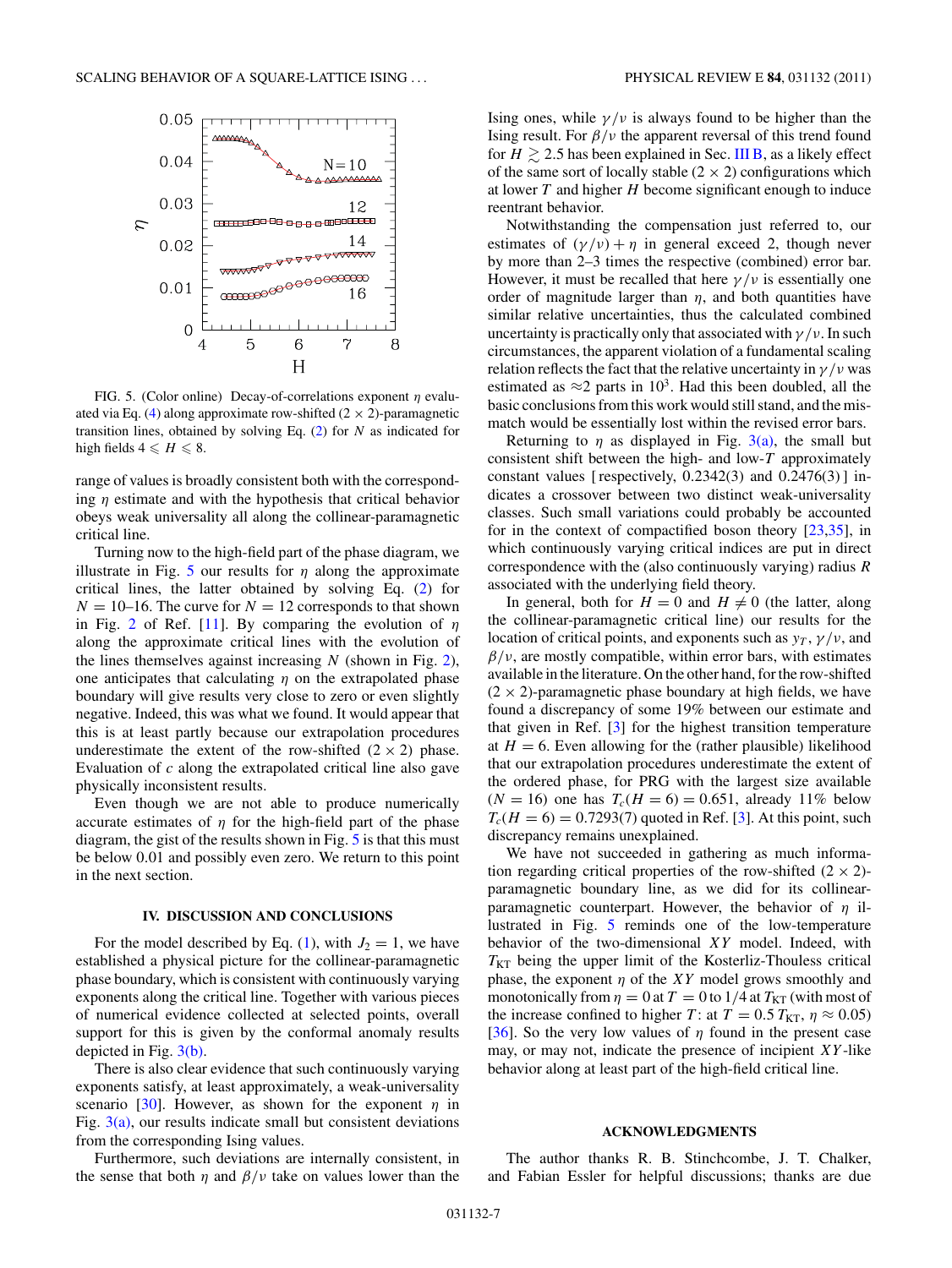FIG. 5. (Color online) Decay-of-correlations exponent $\eta$ evaluated via Eq. (4) along approximate row-shifted $(2 \times 2)$-paramagnetic transition lines, obtained by solving Eq. (2) for $N$ as indicated for high fields $4 \leqslant H \leqslant 8$.

range of values is broadly consistent both with the corresponding $\eta$ estimate and with the hypothesis that critical behavior obeys weak universality all along the collinear-paramagnetic critical line.

Turning now to the high-field part of the phase diagram, we illustrate in Fig. 5 our results for $\eta$ along the approximate critical lines, the latter obtained by solving Eq. (2) for $N = 10$–16. The curve for $N = 12$ corresponds to that shown in Fig. 2 of Ref. [11]. By comparing the evolution of $\eta$ along the approximate critical lines with the evolution of the lines themselves against increasing $N$ (shown in Fig. 2), one anticipates that calculating $\eta$ on the extrapolated phase boundary will give results very close to zero or even slightly negative. Indeed, this was what we found. It would appear that this is at least partly because our extrapolation procedures underestimate the extent of the row-shifted $(2 \times 2)$ phase. Evaluation of $c$ along the extrapolated critical line also gave physically inconsistent results.

Even though we are not able to produce numerically accurate estimates of $\eta$ for the high-field part of the phase diagram, the gist of the results shown in Fig. 5 is that this must be below 0.01 and possibly even zero. We return to this point in the next section.

## IV. DISCUSSION AND CONCLUSIONS

For the model described by Eq. (1), with $J_2 = 1$, we have established a physical picture for the collinear-paramagnetic phase boundary, which is consistent with continuously varying exponents along the critical line. Together with various pieces of numerical evidence collected at selected points, overall support for this is given by the conformal anomaly results depicted in Fig. 3(b).

There is also clear evidence that such continuously varying exponents satisfy, at least approximately, a weak-universality scenario [30]. However, as shown for the exponent $\eta$ in Fig. 3(a), our results indicate small but consistent deviations from the corresponding Ising values.

Furthermore, such deviations are internally consistent, in the sense that both $\eta$ and $\beta/\nu$ take on values lower than the Ising ones, while $\gamma/\nu$ is always found to be higher than the Ising result. For $\beta/\nu$ the apparent reversal of this trend found for $H \gtrsim 2.5$ has been explained in Sec. III B, as a likely effect of the same sort of locally stable $(2 \times 2)$ configurations which at lower $T$ and higher $H$ become significant enough to induce reentrant behavior.

Notwithstanding the compensation just referred to, our estimates of $(\gamma/\nu) + \eta$ in general exceed 2, though never by more than 2–3 times the respective (combined) error bar. However, it must be recalled that here $\gamma/\nu$ is essentially one order of magnitude larger than $\eta$, and both quantities have similar relative uncertainties, thus the calculated combined uncertainty is practically only that associated with $\gamma/\nu$. In such circumstances, the apparent violation of a fundamental scaling relation reflects the fact that the relative uncertainty in $\gamma/\nu$ was estimated as $\approx 2$ parts in $10^3$. Had this been doubled, all the basic conclusions from this work would still stand, and the mismatch would be essentially lost within the revised error bars.

Returning to $\eta$ as displayed in Fig. 3(a), the small but consistent shift between the high- and low-$T$ approximately constant values [respectively, 0.2342(3) and 0.2476(3)] indicates a crossover between two distinct weak-universality classes. Such small variations could probably be accounted for in the context of compactified boson theory [23,35], in which continuously varying critical indices are put in direct correspondence with the (also continuously varying) radius $R$ associated with the underlying field theory.

In general, both for $H = 0$ and $H \neq 0$ (the latter, along the collinear-paramagnetic critical line) our results for the location of critical points, and exponents such as $y_T$, $\gamma/\nu$, and $\beta/\nu$, are mostly compatible, within error bars, with estimates available in the literature. On the other hand, for the row-shifted $(2 \times 2)$-paramagnetic phase boundary at high fields, we have found a discrepancy of some 19% between our estimate and that given in Ref. [3] for the highest transition temperature at $H = 6$. Even allowing for the (rather plausible) likelihood that our extrapolation procedures underestimate the extent of the ordered phase, for PRG with the largest size available ($N = 16$) one has $T_c(H = 6) = 0.651$, already 11% below $T_c(H = 6) = 0.7293(7)$ quoted in Ref. [3]. At this point, such discrepancy remains unexplained.

We have not succeeded in gathering as much information regarding critical properties of the row-shifted $(2 \times 2)$-paramagnetic boundary line, as we did for its collinear-paramagnetic counterpart. However, the behavior of $\eta$ illustrated in Fig. 5 reminds one of the low-temperature behavior of the two-dimensional $XY$ model. Indeed, with $T_{\rm KT}$ being the upper limit of the Kosterliz-Thouless critical phase, the exponent $\eta$ of the $XY$ model grows smoothly and monotonically from $\eta = 0$ at $T = 0$ to 1/4 at $T_{\rm KT}$ (with most of the increase confined to higher $T$: at $T = 0.5\, T_{\rm KT}$, $\eta \approx 0.05$) [36]. So the very low values of $\eta$ found in the present case may, or may not, indicate the presence of incipient $XY$-like behavior along at least part of the high-field critical line.

## ACKNOWLEDGMENTS

The author thanks R. B. Stinchcombe, J. T. Chalker, and Fabian Essler for helpful discussions; thanks are due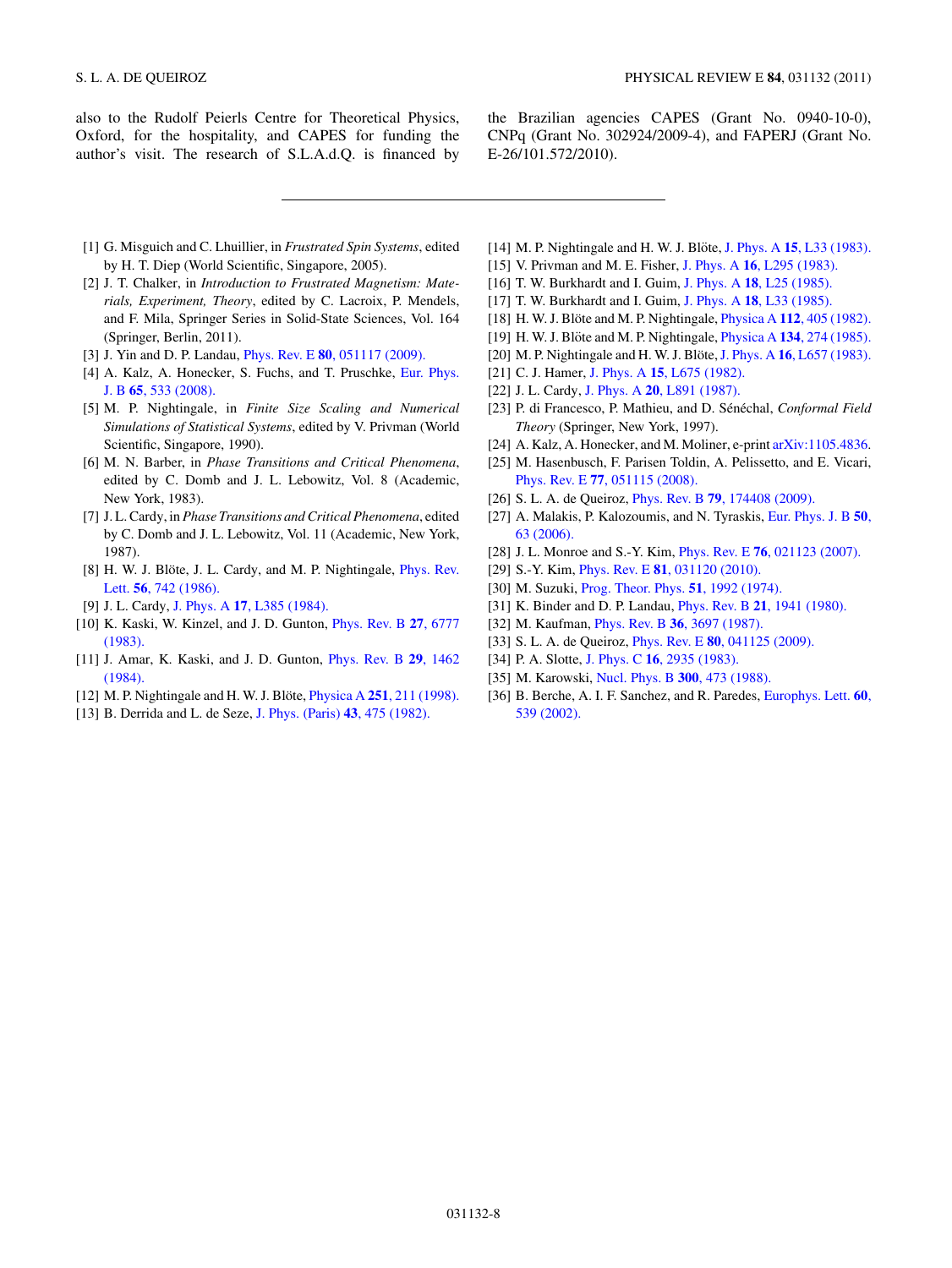also to the Rudolf Peierls Centre for Theoretical Physics, Oxford, for the hospitality, and CAPES for funding the author's visit. The research of S.L.A.d.Q. is financed by the Brazilian agencies CAPES (Grant No. 0940-10-0), CNPq (Grant No. 302924/2009-4), and FAPERJ (Grant No. E-26/101.572/2010).

---

[1] G. Misguich and C. Lhuillier, in *Frustrated Spin Systems*, edited by H. T. Diep (World Scientific, Singapore, 2005).

[2] J. T. Chalker, in *Introduction to Frustrated Magnetism: Materials, Experiment, Theory*, edited by C. Lacroix, P. Mendels, and F. Mila, Springer Series in Solid-State Sciences, Vol. 164 (Springer, Berlin, 2011).

[3] J. Yin and D. P. Landau, Phys. Rev. E **80**, 051117 (2009).

[4] A. Kalz, A. Honecker, S. Fuchs, and T. Pruschke, Eur. Phys. J. B **65**, 533 (2008).

[5] M. P. Nightingale, in *Finite Size Scaling and Numerical Simulations of Statistical Systems*, edited by V. Privman (World Scientific, Singapore, 1990).

[6] M. N. Barber, in *Phase Transitions and Critical Phenomena*, edited by C. Domb and J. L. Lebowitz, Vol. 8 (Academic, New York, 1983).

[7] J. L. Cardy, in *Phase Transitions and Critical Phenomena*, edited by C. Domb and J. L. Lebowitz, Vol. 11 (Academic, New York, 1987).

[8] H. W. J. Blöte, J. L. Cardy, and M. P. Nightingale, Phys. Rev. Lett. **56**, 742 (1986).

[9] J. L. Cardy, J. Phys. A **17**, L385 (1984).

[10] K. Kaski, W. Kinzel, and J. D. Gunton, Phys. Rev. B **27**, 6777 (1983).

[11] J. Amar, K. Kaski, and J. D. Gunton, Phys. Rev. B **29**, 1462 (1984).

[12] M. P. Nightingale and H. W. J. Blöte, Physica A **251**, 211 (1998).

[13] B. Derrida and L. de Seze, J. Phys. (Paris) **43**, 475 (1982).

[14] M. P. Nightingale and H. W. J. Blöte, J. Phys. A **15**, L33 (1983).

[15] V. Privman and M. E. Fisher, J. Phys. A **16**, L295 (1983).

[16] T. W. Burkhardt and I. Guim, J. Phys. A **18**, L25 (1985).

[17] T. W. Burkhardt and I. Guim, J. Phys. A **18**, L33 (1985).

[18] H. W. J. Blöte and M. P. Nightingale, Physica A **112**, 405 (1982).

[19] H. W. J. Blöte and M. P. Nightingale, Physica A **134**, 274 (1985).

[20] M. P. Nightingale and H. W. J. Blöte, J. Phys. A **16**, L657 (1983).

[21] C. J. Hamer, J. Phys. A **15**, L675 (1982).

[22] J. L. Cardy, J. Phys. A **20**, L891 (1987).

[23] P. di Francesco, P. Mathieu, and D. Sénéchal, *Conformal Field Theory* (Springer, New York, 1997).

[24] A. Kalz, A. Honecker, and M. Moliner, e-print arXiv:1105.4836.

[25] M. Hasenbusch, F. Parisen Toldin, A. Pelissetto, and E. Vicari, Phys. Rev. E **77**, 051115 (2008).

[26] S. L. A. de Queiroz, Phys. Rev. B **79**, 174408 (2009).

[27] A. Malakis, P. Kalozoumis, and N. Tyraskis, Eur. Phys. J. B **50**, 63 (2006).

[28] J. L. Monroe and S.-Y. Kim, Phys. Rev. E **76**, 021123 (2007).

[29] S.-Y. Kim, Phys. Rev. E **81**, 031120 (2010).

[30] M. Suzuki, Prog. Theor. Phys. **51**, 1992 (1974).

[31] K. Binder and D. P. Landau, Phys. Rev. B **21**, 1941 (1980).

[32] M. Kaufman, Phys. Rev. B **36**, 3697 (1987).

[33] S. L. A. de Queiroz, Phys. Rev. E **80**, 041125 (2009).

[34] P. A. Slotte, J. Phys. C **16**, 2935 (1983).

[35] M. Karowski, Nucl. Phys. B **300**, 473 (1988).

[36] B. Berche, A. I. F. Sanchez, and R. Paredes, Europhys. Lett. **60**, 539 (2002).